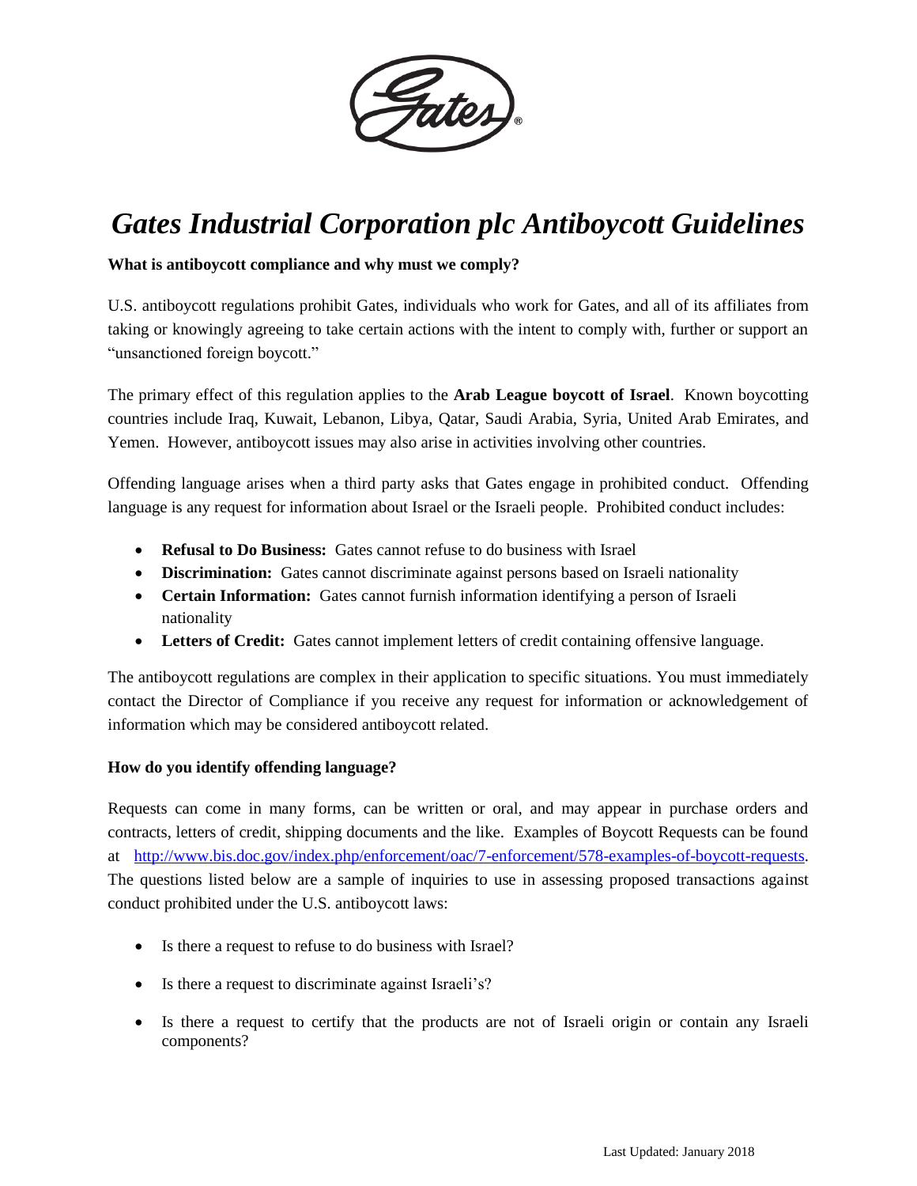# *Gates Industrial Corporation plc Antiboycott Guidelines*

**What is antiboycott compliance and why must we comply?**

U.S. antiboycott regulations prohibit Gates, individuals who work for Gates, and all of its affiliates from taking or knowingly agreeing to take certain actions with the intent to comply with, further or support an "unsanctioned foreign boycott."

The primary effect of this regulation applies to the **Arab League boycott of Israel**. Known boycotting countries include Iraq, Kuwait, Lebanon, Libya, Qatar, Saudi Arabia, Syria, United Arab Emirates, and Yemen. However, antiboycott issues may also arise in activities involving other countries.

Offending language arises when a third party asks that Gates engage in prohibited conduct. Offending language is any request for information about Israel or the Israeli people. Prohibited conduct includes:

- **Refusal to Do Business:** Gates cannot refuse to do business with Israel
- **Discrimination:** Gates cannot discriminate against persons based on Israeli nationality
- **Certain Information:** Gates cannot furnish information identifying a person of Israeli nationality
- **Letters of Credit:** Gates cannot implement letters of credit containing offensive language.

The antiboycott regulations are complex in their application to specific situations. You must immediately contact the Director of Compliance if you receive any request for information or acknowledgement of information which may be considered antiboycott related.

**How do you identify offending language?**

Requests can come in many forms, can be written or oral, and may appear in purchase orders and contracts, letters of credit, shipping documents and the like. Examples of Boycott Requests can be found at http://www.bis.doc.gov/index.php/enforcement/oac/7-enforcement/578-examples-of-boycott-requests. The questions listed below are a sample of inquiries to use in assessing proposed transactions against conduct prohibited under the U.S. antiboycott laws:

- Is there a request to refuse to do business with Israel?
- Is there a request to discriminate against Israeli's?
- Is there a request to certify that the products are not of Israeli origin or contain any Israeli components?

Last Updated: January 2018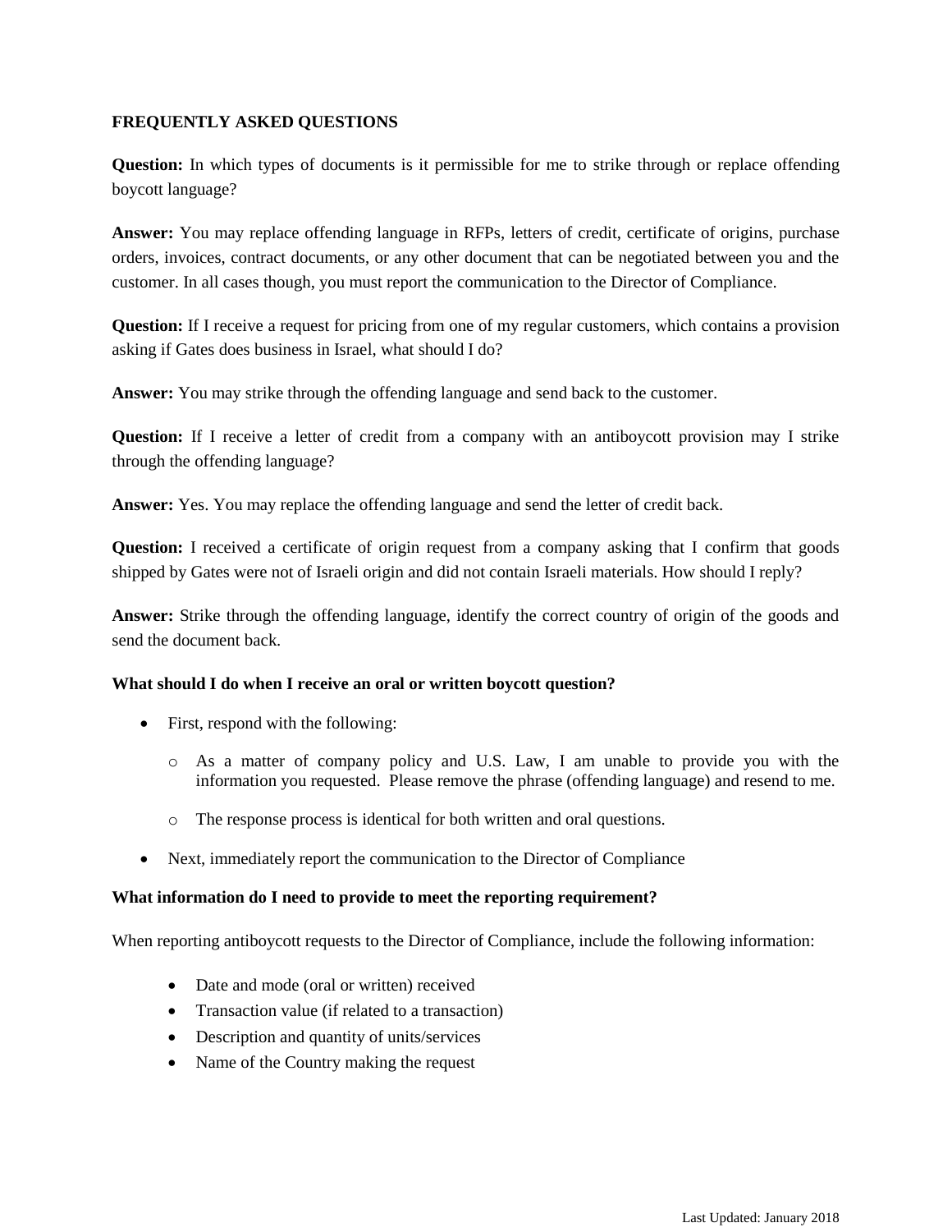**FREQUENTLY ASKED QUESTIONS**

**Question:** In which types of documents is it permissible for me to strike through or replace offending boycott language?

**Answer:** You may replace offending language in RFPs, letters of credit, certificate of origins, purchase orders, invoices, contract documents, or any other document that can be negotiated between you and the customer. In all cases though, you must report the communication to the Director of Compliance.

**Question:** If I receive a request for pricing from one of my regular customers, which contains a provision asking if Gates does business in Israel, what should I do?

**Answer:** You may strike through the offending language and send back to the customer.

**Question:** If I receive a letter of credit from a company with an antiboycott provision may I strike through the offending language?

**Answer:** Yes. You may replace the offending language and send the letter of credit back.

**Question:** I received a certificate of origin request from a company asking that I confirm that goods shipped by Gates were not of Israeli origin and did not contain Israeli materials. How should I reply?

**Answer:** Strike through the offending language, identify the correct country of origin of the goods and send the document back.

**What should I do when I receive an oral or written boycott question?**

- First, respond with the following:
  - As a matter of company policy and U.S. Law, I am unable to provide you with the information you requested. Please remove the phrase (offending language) and resend to me.
  - The response process is identical for both written and oral questions.
- Next, immediately report the communication to the Director of Compliance

**What information do I need to provide to meet the reporting requirement?**

When reporting antiboycott requests to the Director of Compliance, include the following information:

- Date and mode (oral or written) received
- Transaction value (if related to a transaction)
- Description and quantity of units/services
- Name of the Country making the request

Last Updated: January 2018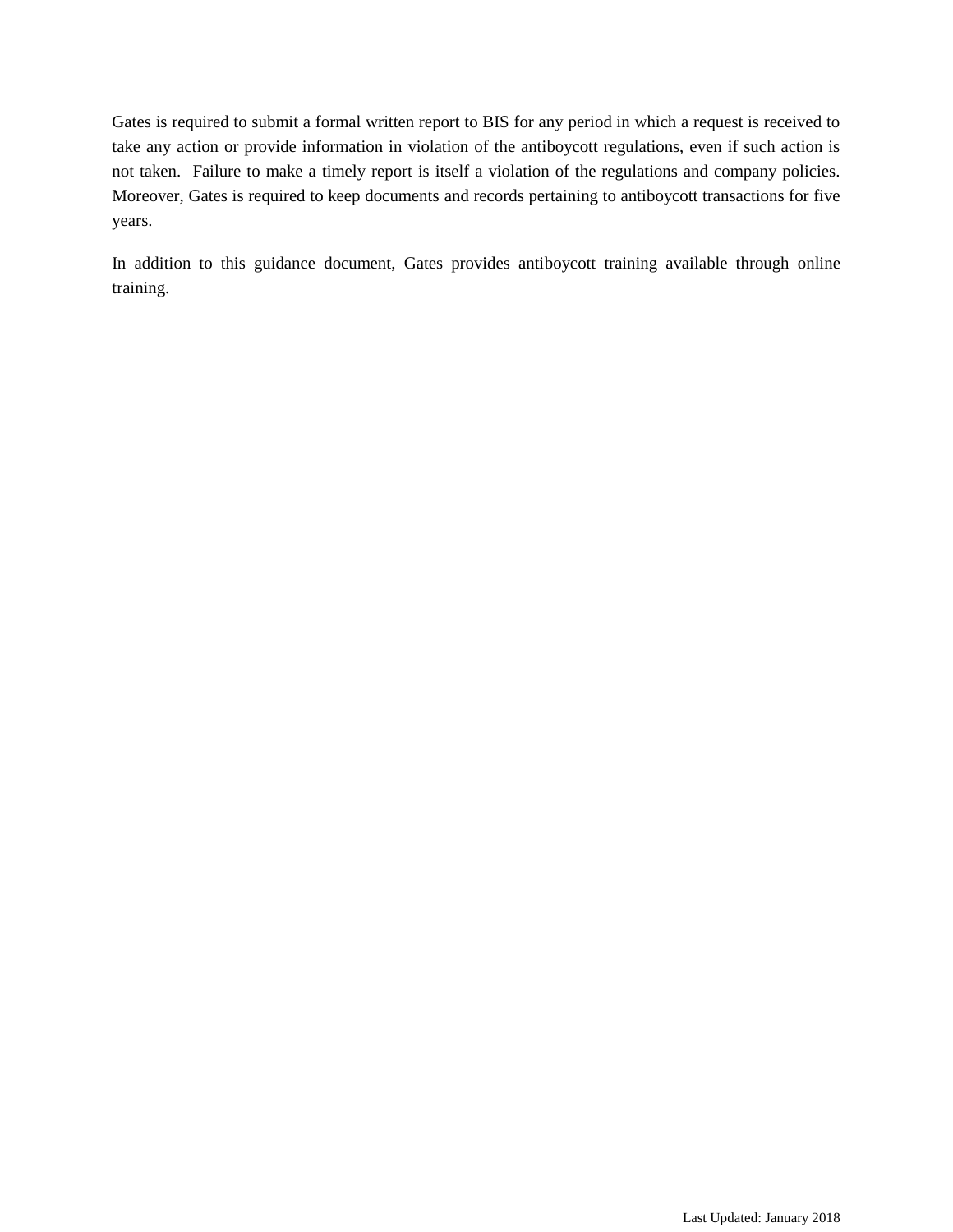Gates is required to submit a formal written report to BIS for any period in which a request is received to take any action or provide information in violation of the antiboycott regulations, even if such action is not taken. Failure to make a timely report is itself a violation of the regulations and company policies. Moreover, Gates is required to keep documents and records pertaining to antiboycott transactions for five years.

In addition to this guidance document, Gates provides antiboycott training available through online training.

Last Updated: January 2018